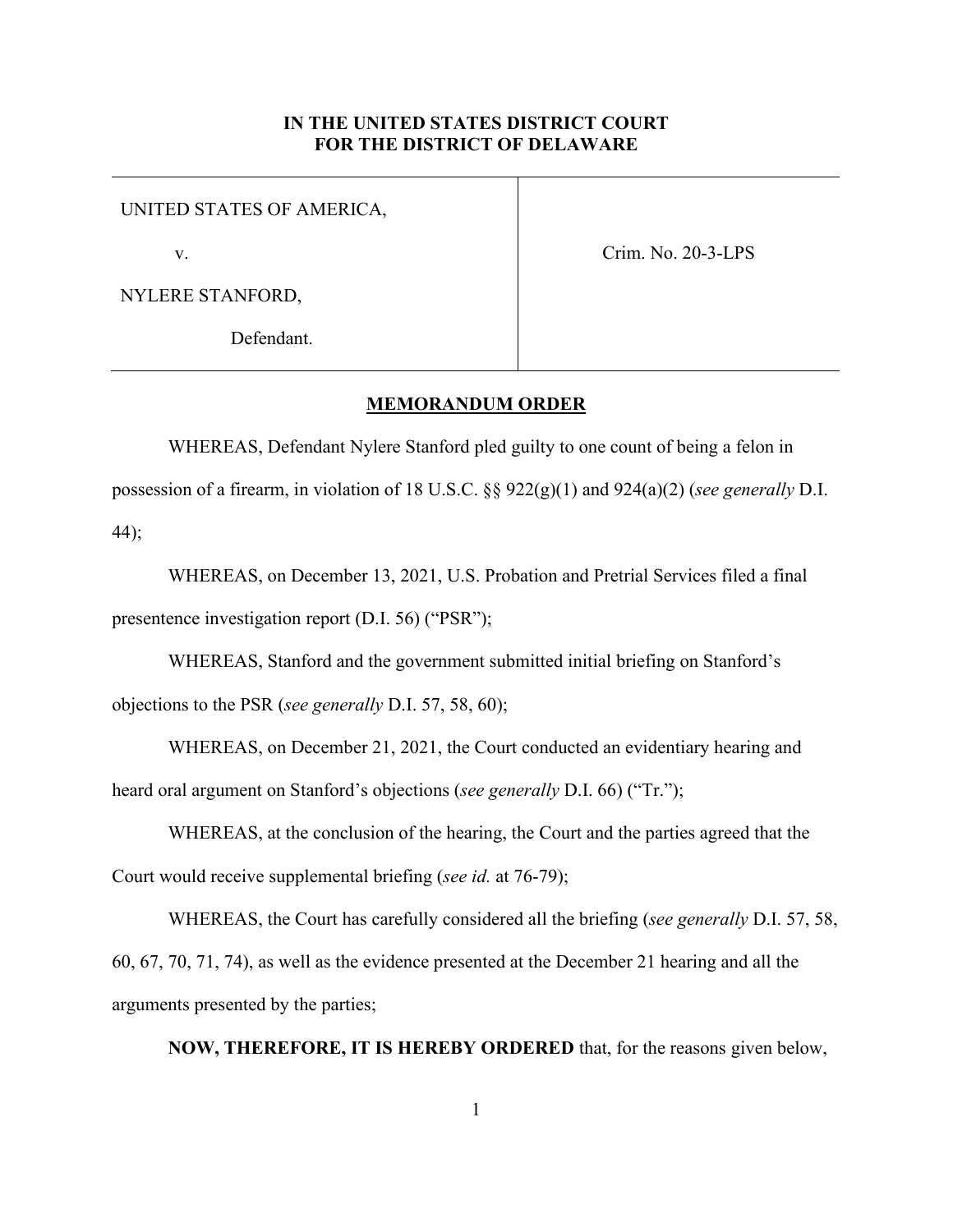**IN THE UNITED STATES DISTRICT COURT**
**FOR THE DISTRICT OF DELAWARE**

| | |
|---|---|
| UNITED STATES OF AMERICA,<br><br>v.<br><br>NYLERE STANFORD,<br><br>Defendant. | Crim. No. 20-3-LPS |

**MEMORANDUM ORDER**

WHEREAS, Defendant Nylere Stanford pled guilty to one count of being a felon in possession of a firearm, in violation of 18 U.S.C. §§ 922(g)(1) and 924(a)(2) (*see generally* D.I. 44);

WHEREAS, on December 13, 2021, U.S. Probation and Pretrial Services filed a final presentence investigation report (D.I. 56) ("PSR");

WHEREAS, Stanford and the government submitted initial briefing on Stanford's objections to the PSR (*see generally* D.I. 57, 58, 60);

WHEREAS, on December 21, 2021, the Court conducted an evidentiary hearing and heard oral argument on Stanford's objections (*see generally* D.I. 66) ("Tr.");

WHEREAS, at the conclusion of the hearing, the Court and the parties agreed that the Court would receive supplemental briefing (*see id.* at 76-79);

WHEREAS, the Court has carefully considered all the briefing (*see generally* D.I. 57, 58, 60, 67, 70, 71, 74), as well as the evidence presented at the December 21 hearing and all the arguments presented by the parties;

**NOW, THEREFORE, IT IS HEREBY ORDERED** that, for the reasons given below,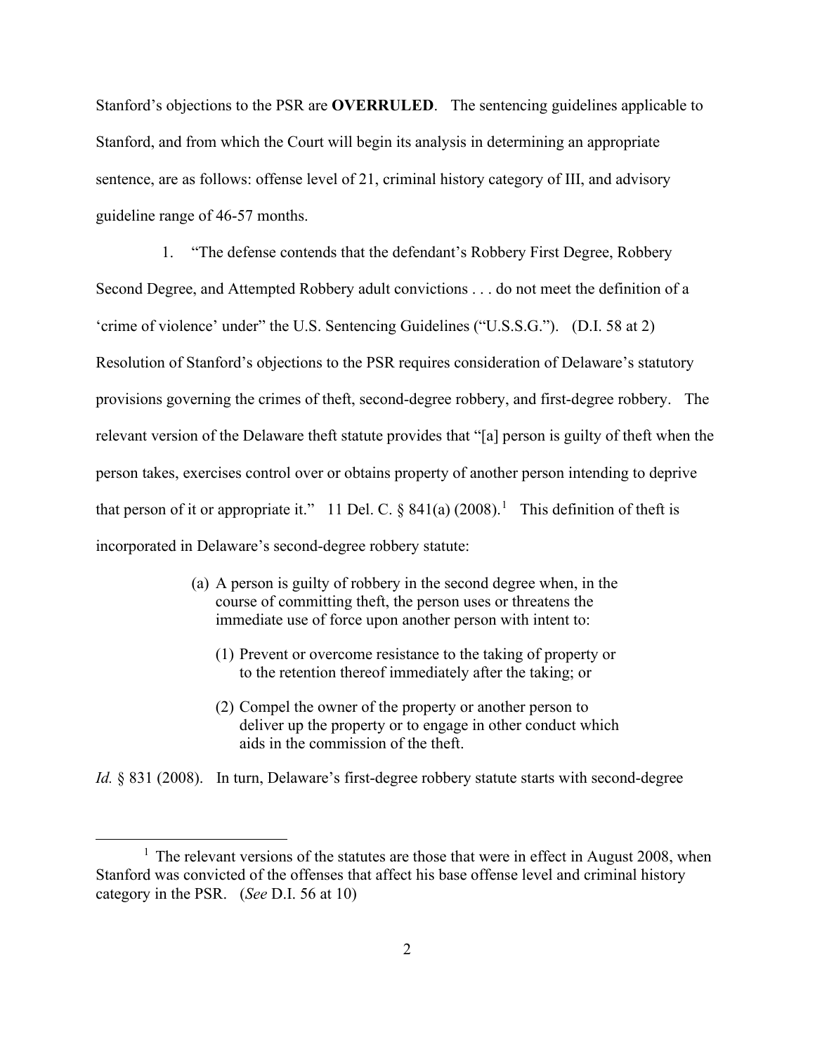Stanford's objections to the PSR are **OVERRULED**. The sentencing guidelines applicable to Stanford, and from which the Court will begin its analysis in determining an appropriate sentence, are as follows: offense level of 21, criminal history category of III, and advisory guideline range of 46-57 months.

1. "The defense contends that the defendant's Robbery First Degree, Robbery Second Degree, and Attempted Robbery adult convictions . . . do not meet the definition of a 'crime of violence' under" the U.S. Sentencing Guidelines ("U.S.S.G."). (D.I. 58 at 2) Resolution of Stanford's objections to the PSR requires consideration of Delaware's statutory provisions governing the crimes of theft, second-degree robbery, and first-degree robbery. The relevant version of the Delaware theft statute provides that "[a] person is guilty of theft when the person takes, exercises control over or obtains property of another person intending to deprive that person of it or appropriate it." 11 Del. C. § 841(a) (2008).[1] This definition of theft is incorporated in Delaware's second-degree robbery statute:

> (a) A person is guilty of robbery in the second degree when, in the course of committing theft, the person uses or threatens the immediate use of force upon another person with intent to:
>
> (1) Prevent or overcome resistance to the taking of property or to the retention thereof immediately after the taking; or
>
> (2) Compel the owner of the property or another person to deliver up the property or to engage in other conduct which aids in the commission of the theft.

*Id.* § 831 (2008). In turn, Delaware's first-degree robbery statute starts with second-degree

---

[1] The relevant versions of the statutes are those that were in effect in August 2008, when Stanford was convicted of the offenses that affect his base offense level and criminal history category in the PSR. (*See* D.I. 56 at 10)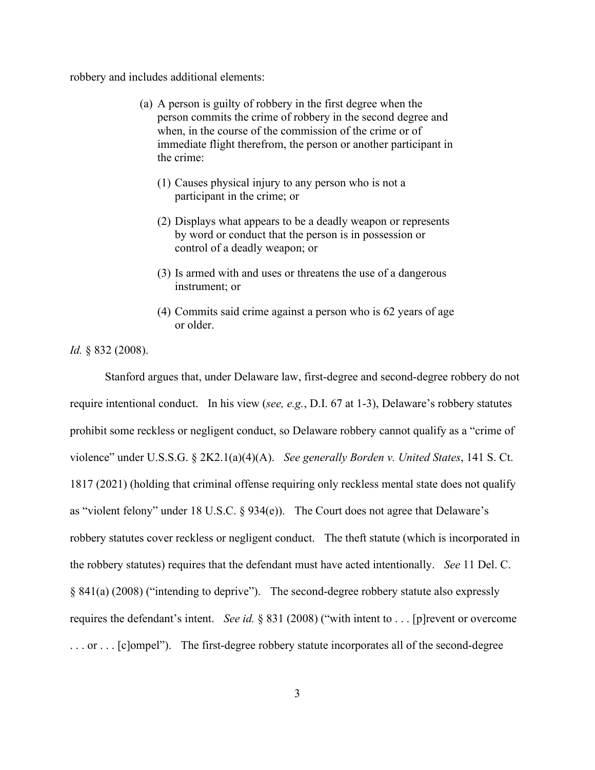robbery and includes additional elements:

> (a) A person is guilty of robbery in the first degree when the person commits the crime of robbery in the second degree and when, in the course of the commission of the crime or of immediate flight therefrom, the person or another participant in the crime:
>
> (1) Causes physical injury to any person who is not a participant in the crime; or
>
> (2) Displays what appears to be a deadly weapon or represents by word or conduct that the person is in possession or control of a deadly weapon; or
>
> (3) Is armed with and uses or threatens the use of a dangerous instrument; or
>
> (4) Commits said crime against a person who is 62 years of age or older.

*Id.* § 832 (2008).

Stanford argues that, under Delaware law, first-degree and second-degree robbery do not require intentional conduct. In his view (*see, e.g.*, D.I. 67 at 1-3), Delaware's robbery statutes prohibit some reckless or negligent conduct, so Delaware robbery cannot qualify as a "crime of violence" under U.S.S.G. § 2K2.1(a)(4)(A). *See generally Borden v. United States*, 141 S. Ct. 1817 (2021) (holding that criminal offense requiring only reckless mental state does not qualify as "violent felony" under 18 U.S.C. § 934(e)). The Court does not agree that Delaware's robbery statutes cover reckless or negligent conduct. The theft statute (which is incorporated in the robbery statutes) requires that the defendant must have acted intentionally. *See* 11 Del. C. § 841(a) (2008) ("intending to deprive"). The second-degree robbery statute also expressly requires the defendant's intent. *See id.* § 831 (2008) ("with intent to . . . [p]revent or overcome . . . or . . . [c]ompel"). The first-degree robbery statute incorporates all of the second-degree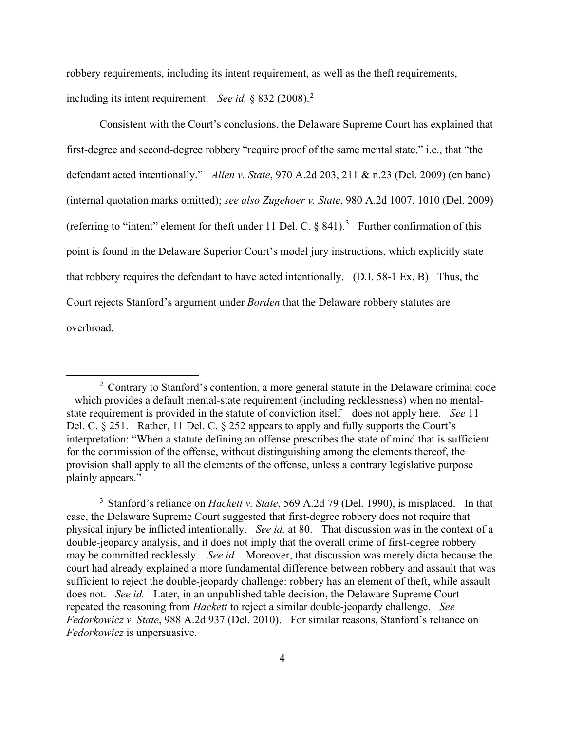robbery requirements, including its intent requirement, as well as the theft requirements, including its intent requirement. *See id.* § 832 (2008).[2]

Consistent with the Court's conclusions, the Delaware Supreme Court has explained that first-degree and second-degree robbery "require proof of the same mental state," i.e., that "the defendant acted intentionally." *Allen v. State*, 970 A.2d 203, 211 & n.23 (Del. 2009) (en banc) (internal quotation marks omitted); *see also Zugehoer v. State*, 980 A.2d 1007, 1010 (Del. 2009) (referring to "intent" element for theft under 11 Del. C. § 841).[3] Further confirmation of this point is found in the Delaware Superior Court's model jury instructions, which explicitly state that robbery requires the defendant to have acted intentionally. (D.I. 58-1 Ex. B) Thus, the Court rejects Stanford's argument under *Borden* that the Delaware robbery statutes are overbroad.

---

[2] Contrary to Stanford's contention, a more general statute in the Delaware criminal code – which provides a default mental-state requirement (including recklessness) when no mental-state requirement is provided in the statute of conviction itself – does not apply here. *See* 11 Del. C. § 251. Rather, 11 Del. C. § 252 appears to apply and fully supports the Court's interpretation: "When a statute defining an offense prescribes the state of mind that is sufficient for the commission of the offense, without distinguishing among the elements thereof, the provision shall apply to all the elements of the offense, unless a contrary legislative purpose plainly appears."

[3] Stanford's reliance on *Hackett v. State*, 569 A.2d 79 (Del. 1990), is misplaced. In that case, the Delaware Supreme Court suggested that first-degree robbery does not require that physical injury be inflicted intentionally. *See id.* at 80. That discussion was in the context of a double-jeopardy analysis, and it does not imply that the overall crime of first-degree robbery may be committed recklessly. *See id.* Moreover, that discussion was merely dicta because the court had already explained a more fundamental difference between robbery and assault that was sufficient to reject the double-jeopardy challenge: robbery has an element of theft, while assault does not. *See id.* Later, in an unpublished table decision, the Delaware Supreme Court repeated the reasoning from *Hackett* to reject a similar double-jeopardy challenge. *See Fedorkowicz v. State*, 988 A.2d 937 (Del. 2010). For similar reasons, Stanford's reliance on *Fedorkowicz* is unpersuasive.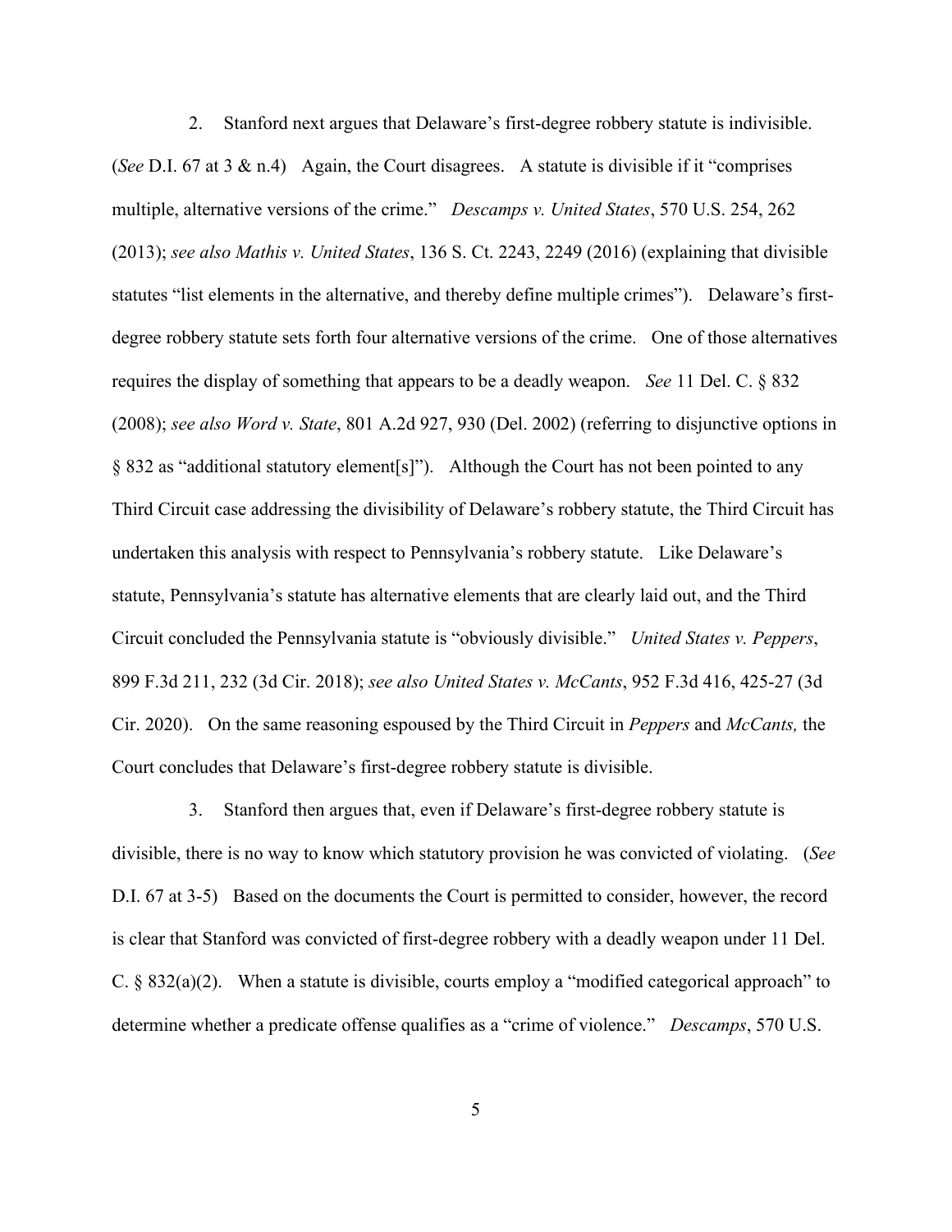2. Stanford next argues that Delaware's first-degree robbery statute is indivisible. (*See* D.I. 67 at 3 & n.4) Again, the Court disagrees. A statute is divisible if it "comprises multiple, alternative versions of the crime." *Descamps v. United States*, 570 U.S. 254, 262 (2013); *see also Mathis v. United States*, 136 S. Ct. 2243, 2249 (2016) (explaining that divisible statutes "list elements in the alternative, and thereby define multiple crimes"). Delaware's first-degree robbery statute sets forth four alternative versions of the crime. One of those alternatives requires the display of something that appears to be a deadly weapon. *See* 11 Del. C. § 832 (2008); *see also Word v. State*, 801 A.2d 927, 930 (Del. 2002) (referring to disjunctive options in § 832 as "additional statutory element[s]"). Although the Court has not been pointed to any Third Circuit case addressing the divisibility of Delaware's robbery statute, the Third Circuit has undertaken this analysis with respect to Pennsylvania's robbery statute. Like Delaware's statute, Pennsylvania's statute has alternative elements that are clearly laid out, and the Third Circuit concluded the Pennsylvania statute is "obviously divisible." *United States v. Peppers*, 899 F.3d 211, 232 (3d Cir. 2018); *see also United States v. McCants*, 952 F.3d 416, 425-27 (3d Cir. 2020). On the same reasoning espoused by the Third Circuit in *Peppers* and *McCants,* the Court concludes that Delaware's first-degree robbery statute is divisible.

3. Stanford then argues that, even if Delaware's first-degree robbery statute is divisible, there is no way to know which statutory provision he was convicted of violating. (*See* D.I. 67 at 3-5) Based on the documents the Court is permitted to consider, however, the record is clear that Stanford was convicted of first-degree robbery with a deadly weapon under 11 Del. C. § 832(a)(2). When a statute is divisible, courts employ a "modified categorical approach" to determine whether a predicate offense qualifies as a "crime of violence." *Descamps*, 570 U.S.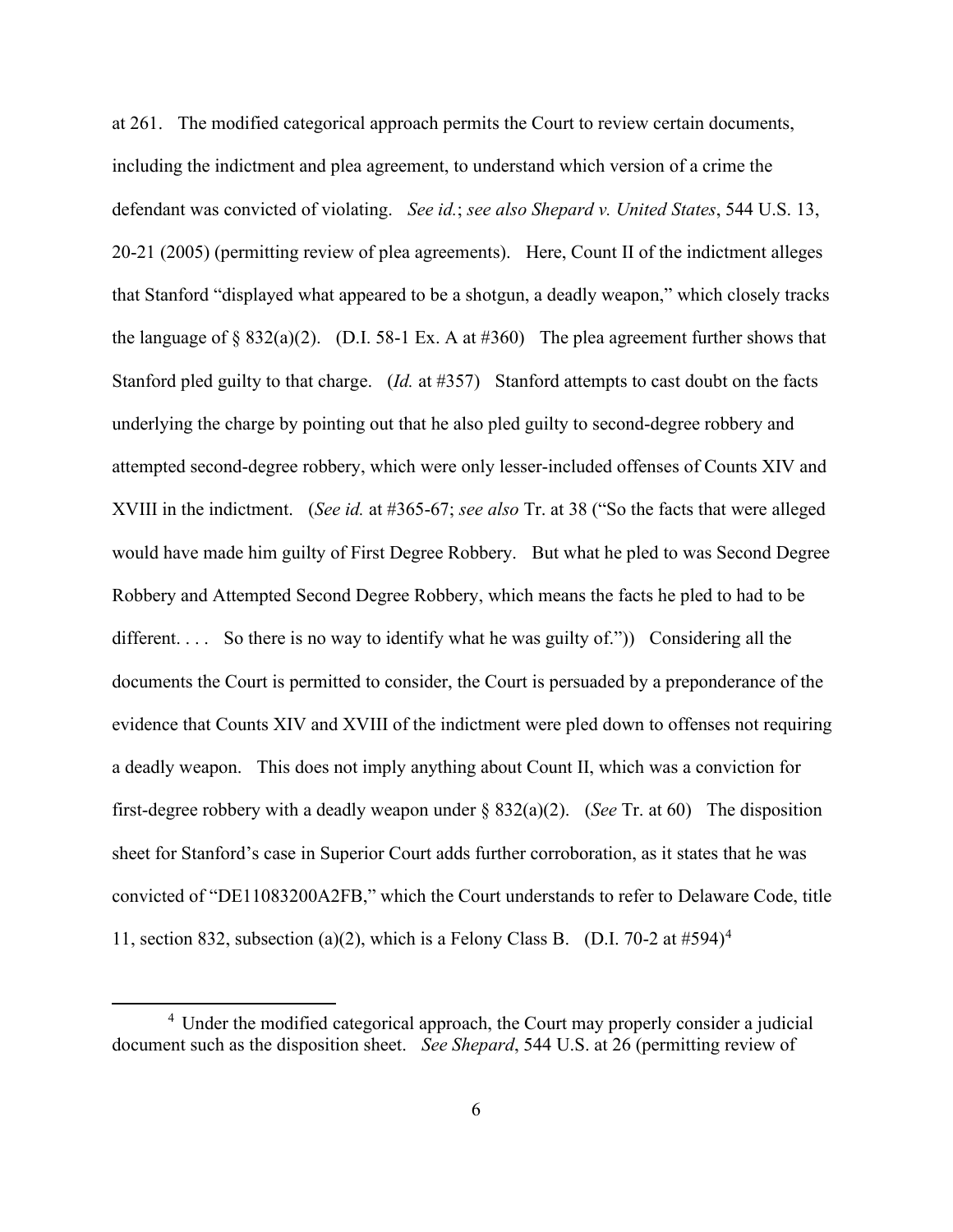at 261. The modified categorical approach permits the Court to review certain documents, including the indictment and plea agreement, to understand which version of a crime the defendant was convicted of violating. *See id.*; *see also Shepard v. United States*, 544 U.S. 13, 20-21 (2005) (permitting review of plea agreements). Here, Count II of the indictment alleges that Stanford "displayed what appeared to be a shotgun, a deadly weapon," which closely tracks the language of § 832(a)(2). (D.I. 58-1 Ex. A at #360) The plea agreement further shows that Stanford pled guilty to that charge. (*Id.* at #357) Stanford attempts to cast doubt on the facts underlying the charge by pointing out that he also pled guilty to second-degree robbery and attempted second-degree robbery, which were only lesser-included offenses of Counts XIV and XVIII in the indictment. (*See id.* at #365-67; *see also* Tr. at 38 ("So the facts that were alleged would have made him guilty of First Degree Robbery. But what he pled to was Second Degree Robbery and Attempted Second Degree Robbery, which means the facts he pled to had to be different. . . . So there is no way to identify what he was guilty of.")) Considering all the documents the Court is permitted to consider, the Court is persuaded by a preponderance of the evidence that Counts XIV and XVIII of the indictment were pled down to offenses not requiring a deadly weapon. This does not imply anything about Count II, which was a conviction for first-degree robbery with a deadly weapon under § 832(a)(2). (*See* Tr. at 60) The disposition sheet for Stanford's case in Superior Court adds further corroboration, as it states that he was convicted of "DE11083200A2FB," which the Court understands to refer to Delaware Code, title 11, section 832, subsection (a)(2), which is a Felony Class B. (D.I. 70-2 at #594)[4]

[4] Under the modified categorical approach, the Court may properly consider a judicial document such as the disposition sheet. *See Shepard*, 544 U.S. at 26 (permitting review of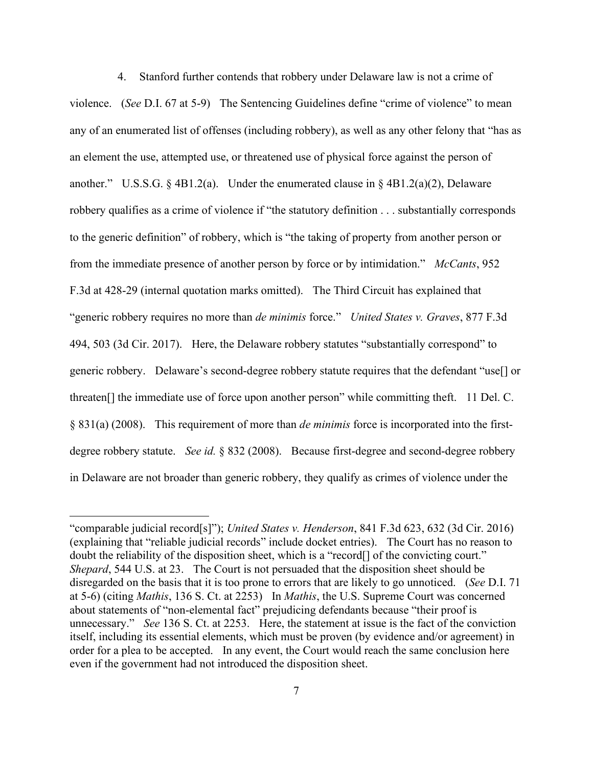4. Stanford further contends that robbery under Delaware law is not a crime of violence. (*See* D.I. 67 at 5-9) The Sentencing Guidelines define "crime of violence" to mean any of an enumerated list of offenses (including robbery), as well as any other felony that "has as an element the use, attempted use, or threatened use of physical force against the person of another." U.S.S.G. § 4B1.2(a). Under the enumerated clause in § 4B1.2(a)(2), Delaware robbery qualifies as a crime of violence if "the statutory definition . . . substantially corresponds to the generic definition" of robbery, which is "the taking of property from another person or from the immediate presence of another person by force or by intimidation." *McCants*, 952 F.3d at 428-29 (internal quotation marks omitted). The Third Circuit has explained that "generic robbery requires no more than *de minimis* force." *United States v. Graves*, 877 F.3d 494, 503 (3d Cir. 2017). Here, the Delaware robbery statutes "substantially correspond" to generic robbery. Delaware's second-degree robbery statute requires that the defendant "use[] or threaten[] the immediate use of force upon another person" while committing theft. 11 Del. C. § 831(a) (2008). This requirement of more than *de minimis* force is incorporated into the first-degree robbery statute. *See id.* § 832 (2008). Because first-degree and second-degree robbery in Delaware are not broader than generic robbery, they qualify as crimes of violence under the

---

"comparable judicial record[s]"); *United States v. Henderson*, 841 F.3d 623, 632 (3d Cir. 2016) (explaining that "reliable judicial records" include docket entries). The Court has no reason to doubt the reliability of the disposition sheet, which is a "record[] of the convicting court." *Shepard*, 544 U.S. at 23. The Court is not persuaded that the disposition sheet should be disregarded on the basis that it is too prone to errors that are likely to go unnoticed. (*See* D.I. 71 at 5-6) (citing *Mathis*, 136 S. Ct. at 2253) In *Mathis*, the U.S. Supreme Court was concerned about statements of "non-elemental fact" prejudicing defendants because "their proof is unnecessary." *See* 136 S. Ct. at 2253. Here, the statement at issue is the fact of the conviction itself, including its essential elements, which must be proven (by evidence and/or agreement) in order for a plea to be accepted. In any event, the Court would reach the same conclusion here even if the government had not introduced the disposition sheet.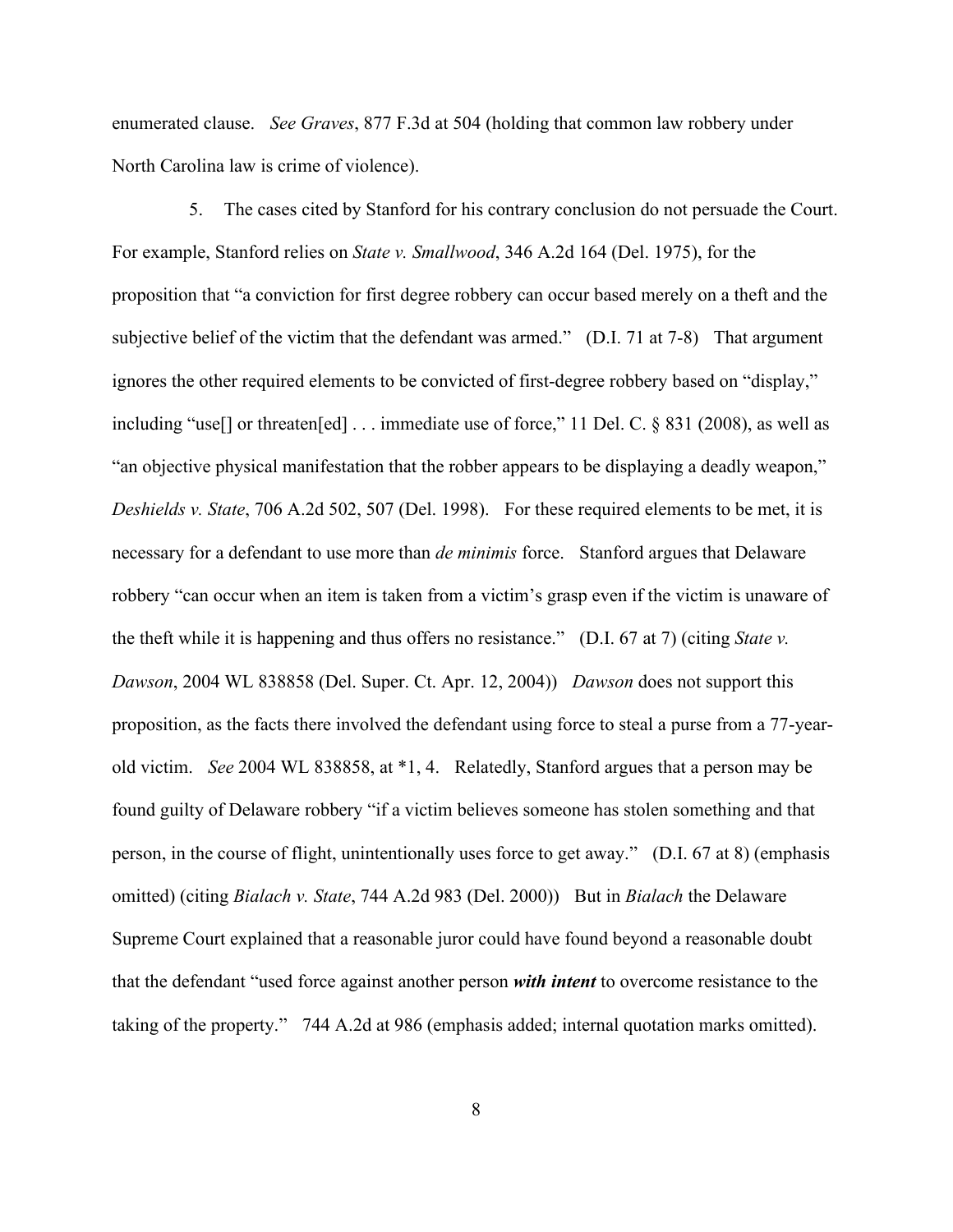enumerated clause. *See Graves*, 877 F.3d at 504 (holding that common law robbery under North Carolina law is crime of violence).

5. The cases cited by Stanford for his contrary conclusion do not persuade the Court. For example, Stanford relies on *State v. Smallwood*, 346 A.2d 164 (Del. 1975), for the proposition that "a conviction for first degree robbery can occur based merely on a theft and the subjective belief of the victim that the defendant was armed." (D.I. 71 at 7-8) That argument ignores the other required elements to be convicted of first-degree robbery based on "display," including "use[] or threaten[ed] . . . immediate use of force," 11 Del. C. § 831 (2008), as well as "an objective physical manifestation that the robber appears to be displaying a deadly weapon," *Deshields v. State*, 706 A.2d 502, 507 (Del. 1998). For these required elements to be met, it is necessary for a defendant to use more than *de minimis* force. Stanford argues that Delaware robbery "can occur when an item is taken from a victim's grasp even if the victim is unaware of the theft while it is happening and thus offers no resistance." (D.I. 67 at 7) (citing *State v. Dawson*, 2004 WL 838858 (Del. Super. Ct. Apr. 12, 2004)) *Dawson* does not support this proposition, as the facts there involved the defendant using force to steal a purse from a 77-year-old victim. *See* 2004 WL 838858, at *1, 4. Relatedly, Stanford argues that a person may be found guilty of Delaware robbery "if a victim believes someone has stolen something and that person, in the course of flight, unintentionally uses force to get away." (D.I. 67 at 8) (emphasis omitted) (citing *Bialach v. State*, 744 A.2d 983 (Del. 2000)) But in *Bialach* the Delaware Supreme Court explained that a reasonable juror could have found beyond a reasonable doubt that the defendant "used force against another person ***with intent*** to overcome resistance to the taking of the property." 744 A.2d at 986 (emphasis added; internal quotation marks omitted).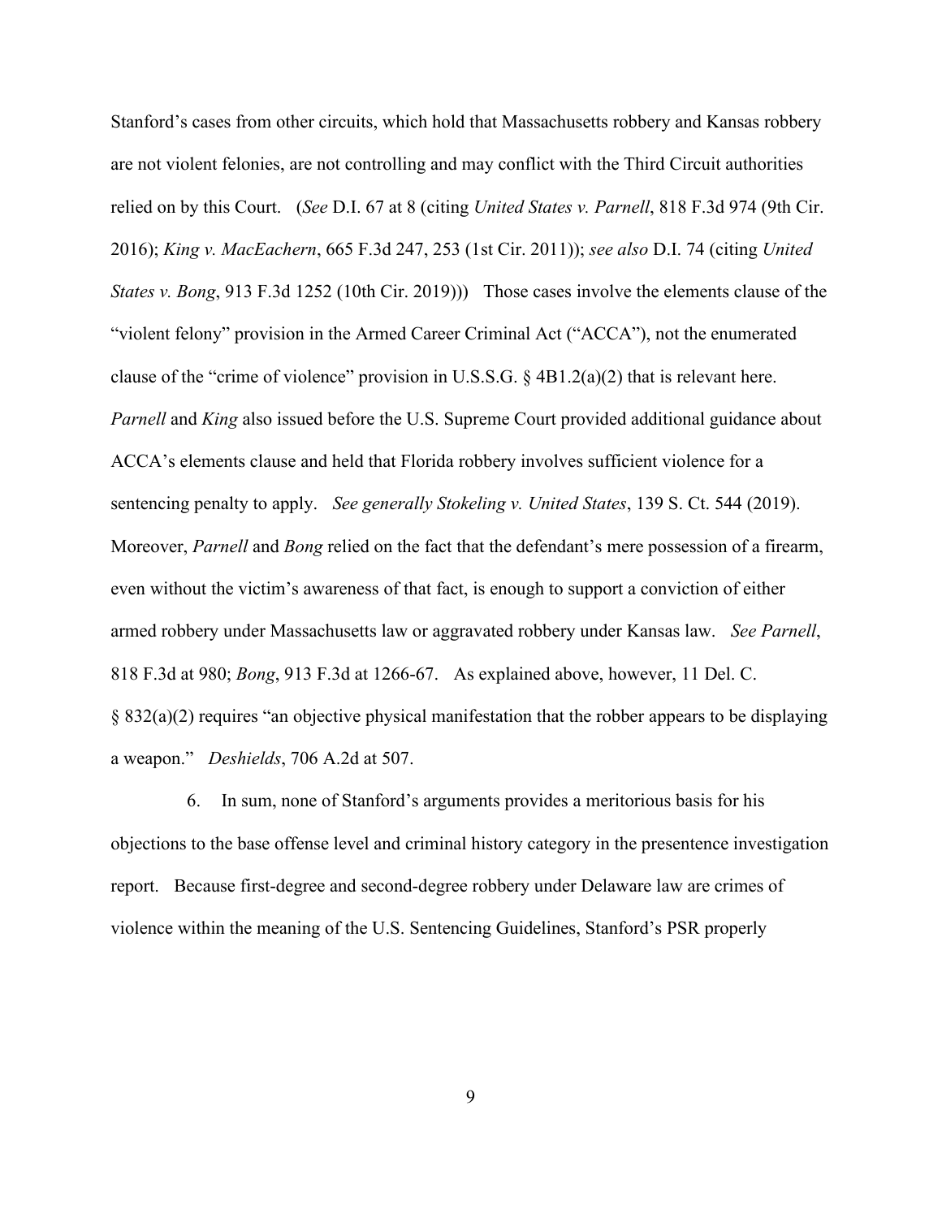Stanford's cases from other circuits, which hold that Massachusetts robbery and Kansas robbery are not violent felonies, are not controlling and may conflict with the Third Circuit authorities relied on by this Court. (*See* D.I. 67 at 8 (citing *United States v. Parnell*, 818 F.3d 974 (9th Cir. 2016); *King v. MacEachern*, 665 F.3d 247, 253 (1st Cir. 2011)); *see also* D.I. 74 (citing *United States v. Bong*, 913 F.3d 1252 (10th Cir. 2019))) Those cases involve the elements clause of the "violent felony" provision in the Armed Career Criminal Act ("ACCA"), not the enumerated clause of the "crime of violence" provision in U.S.S.G. § 4B1.2(a)(2) that is relevant here. *Parnell* and *King* also issued before the U.S. Supreme Court provided additional guidance about ACCA's elements clause and held that Florida robbery involves sufficient violence for a sentencing penalty to apply. *See generally Stokeling v. United States*, 139 S. Ct. 544 (2019). Moreover, *Parnell* and *Bong* relied on the fact that the defendant's mere possession of a firearm, even without the victim's awareness of that fact, is enough to support a conviction of either armed robbery under Massachusetts law or aggravated robbery under Kansas law. *See Parnell*, 818 F.3d at 980; *Bong*, 913 F.3d at 1266-67. As explained above, however, 11 Del. C. § 832(a)(2) requires "an objective physical manifestation that the robber appears to be displaying a weapon." *Deshields*, 706 A.2d at 507.

6. In sum, none of Stanford's arguments provides a meritorious basis for his objections to the base offense level and criminal history category in the presentence investigation report. Because first-degree and second-degree robbery under Delaware law are crimes of violence within the meaning of the U.S. Sentencing Guidelines, Stanford's PSR properly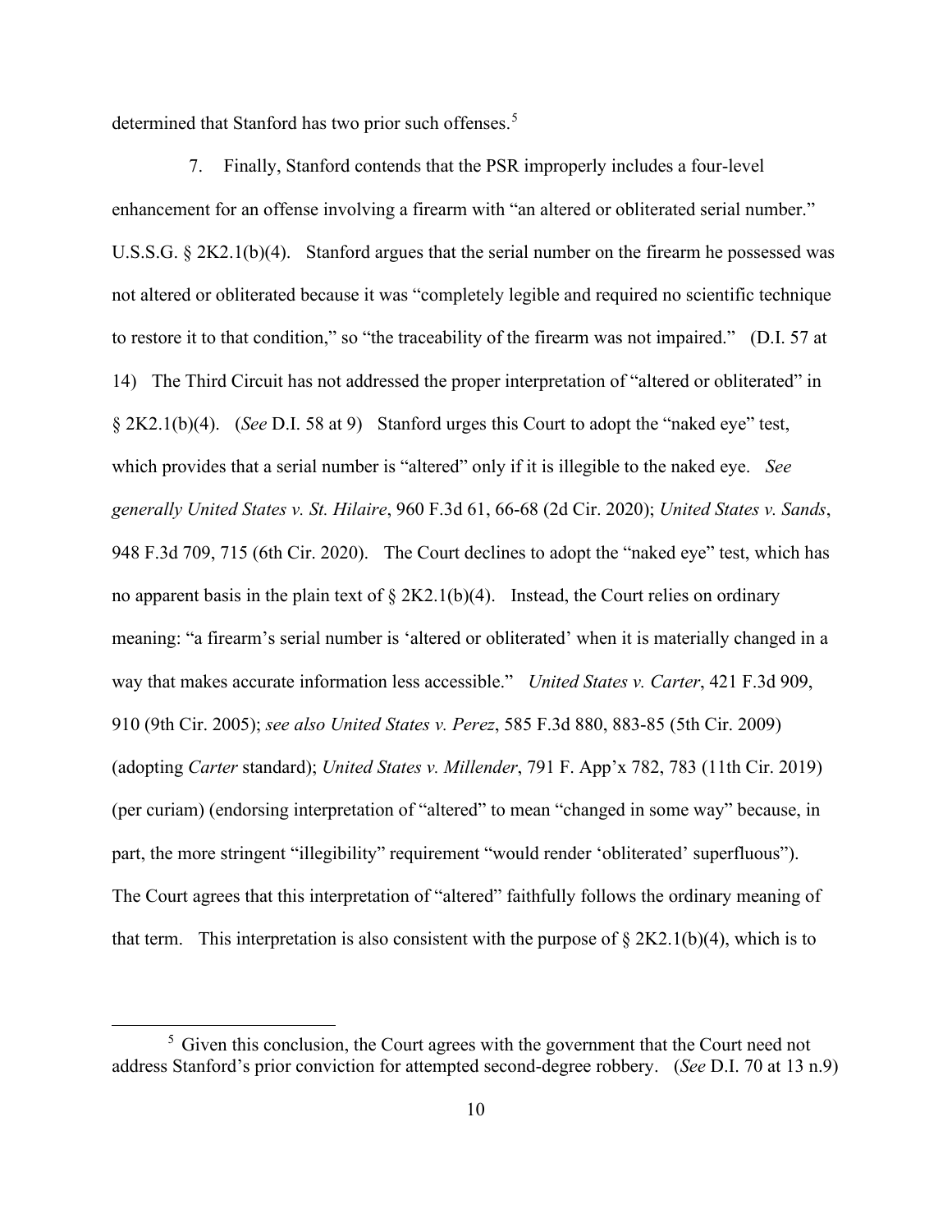determined that Stanford has two prior such offenses.[5]

7. Finally, Stanford contends that the PSR improperly includes a four-level enhancement for an offense involving a firearm with "an altered or obliterated serial number." U.S.S.G. § 2K2.1(b)(4). Stanford argues that the serial number on the firearm he possessed was not altered or obliterated because it was "completely legible and required no scientific technique to restore it to that condition," so "the traceability of the firearm was not impaired." (D.I. 57 at 14) The Third Circuit has not addressed the proper interpretation of "altered or obliterated" in § 2K2.1(b)(4). (*See* D.I. 58 at 9) Stanford urges this Court to adopt the "naked eye" test, which provides that a serial number is "altered" only if it is illegible to the naked eye. *See generally United States v. St. Hilaire*, 960 F.3d 61, 66-68 (2d Cir. 2020); *United States v. Sands*, 948 F.3d 709, 715 (6th Cir. 2020). The Court declines to adopt the "naked eye" test, which has no apparent basis in the plain text of § 2K2.1(b)(4). Instead, the Court relies on ordinary meaning: "a firearm's serial number is 'altered or obliterated' when it is materially changed in a way that makes accurate information less accessible." *United States v. Carter*, 421 F.3d 909, 910 (9th Cir. 2005); *see also United States v. Perez*, 585 F.3d 880, 883-85 (5th Cir. 2009) (adopting *Carter* standard); *United States v. Millender*, 791 F. App'x 782, 783 (11th Cir. 2019) (per curiam) (endorsing interpretation of "altered" to mean "changed in some way" because, in part, the more stringent "illegibility" requirement "would render 'obliterated' superfluous"). The Court agrees that this interpretation of "altered" faithfully follows the ordinary meaning of that term. This interpretation is also consistent with the purpose of § 2K2.1(b)(4), which is to

[5] Given this conclusion, the Court agrees with the government that the Court need not address Stanford's prior conviction for attempted second-degree robbery. (*See* D.I. 70 at 13 n.9)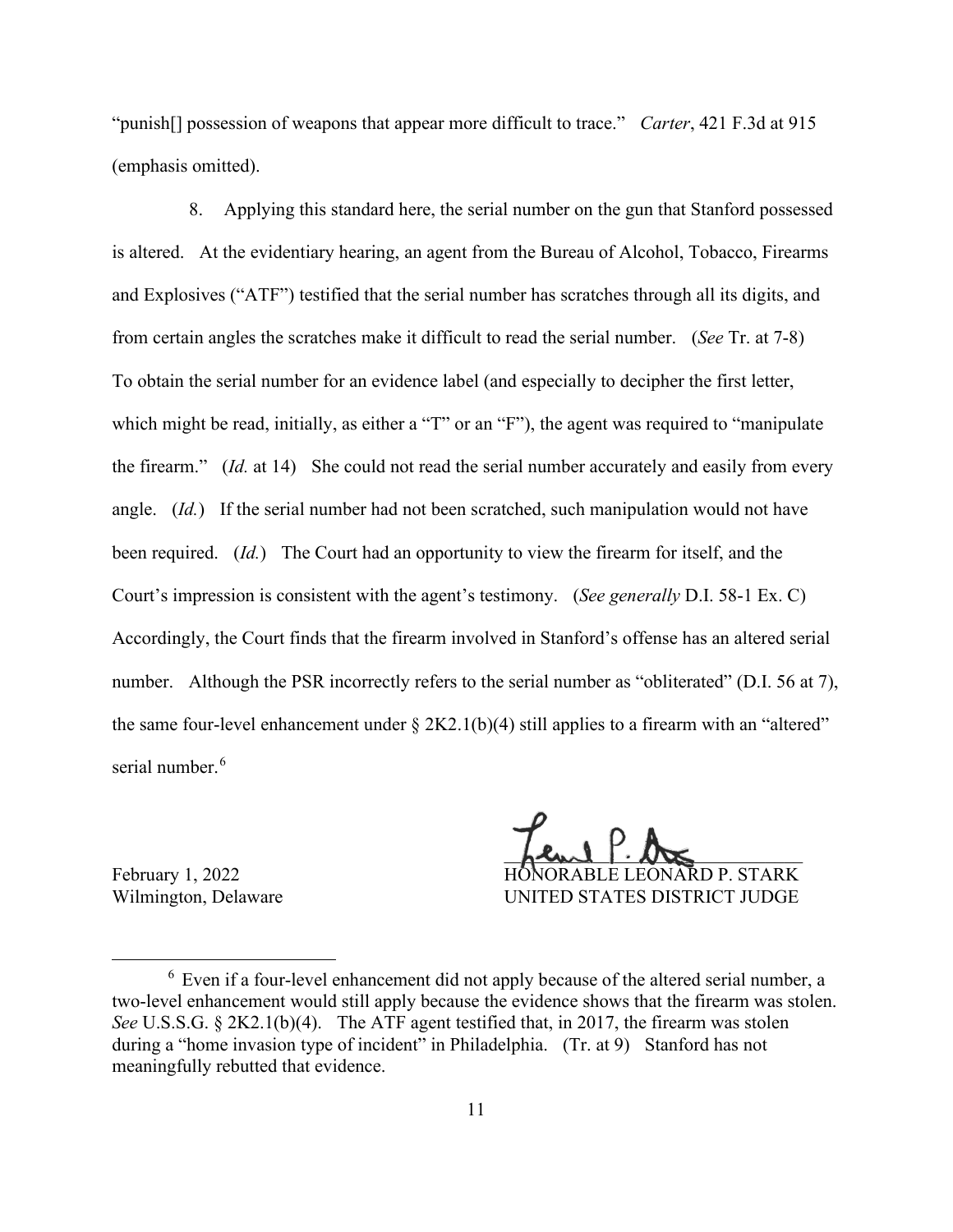"punish[] possession of weapons that appear more difficult to trace." *Carter*, 421 F.3d at 915 (emphasis omitted).

8. Applying this standard here, the serial number on the gun that Stanford possessed is altered. At the evidentiary hearing, an agent from the Bureau of Alcohol, Tobacco, Firearms and Explosives ("ATF") testified that the serial number has scratches through all its digits, and from certain angles the scratches make it difficult to read the serial number. (*See* Tr. at 7-8) To obtain the serial number for an evidence label (and especially to decipher the first letter, which might be read, initially, as either a "T" or an "F"), the agent was required to "manipulate the firearm." (*Id.* at 14) She could not read the serial number accurately and easily from every angle. (*Id.*) If the serial number had not been scratched, such manipulation would not have been required. (*Id.*) The Court had an opportunity to view the firearm for itself, and the Court's impression is consistent with the agent's testimony. (*See generally* D.I. 58-1 Ex. C) Accordingly, the Court finds that the firearm involved in Stanford's offense has an altered serial number. Although the PSR incorrectly refers to the serial number as "obliterated" (D.I. 56 at 7), the same four-level enhancement under § 2K2.1(b)(4) still applies to a firearm with an "altered" serial number.[6]

February 1, 2022
Wilmington, Delaware

HONORABLE LEONARD P. STARK
UNITED STATES DISTRICT JUDGE

[6] Even if a four-level enhancement did not apply because of the altered serial number, a two-level enhancement would still apply because the evidence shows that the firearm was stolen. *See* U.S.S.G. § 2K2.1(b)(4). The ATF agent testified that, in 2017, the firearm was stolen during a "home invasion type of incident" in Philadelphia. (Tr. at 9) Stanford has not meaningfully rebutted that evidence.